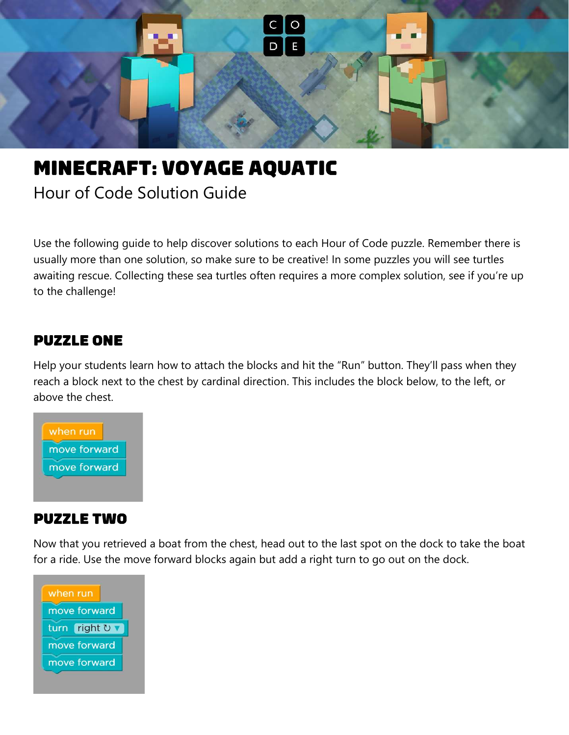# MINECRAFT: VOYAGE AQUATIC

Hour of Code Solution Guide

Use the following guide to help discover solutions to each Hour of Code puzzle. Remember there is usually more than one solution, so make sure to be creative! In some puzzles you will see turtles awaiting rescue. Collecting these sea turtles often requires a more complex solution, see if you're up to the challenge!

## PUZZLE ONE

Help your students learn how to attach the blocks and hit the "Run" button. They'll pass when they reach a block next to the chest by cardinal direction. This includes the block below, to the left, or above the chest.

```
when run
move forward
move forward
```

## PUZZLE TWO

Now that you retrieved a boat from the chest, head out to the last spot on the dock to take the boat for a ride. Use the move forward blocks again but add a right turn to go out on the dock.

```
when run
move forward
turn right ↻
move forward
move forward
```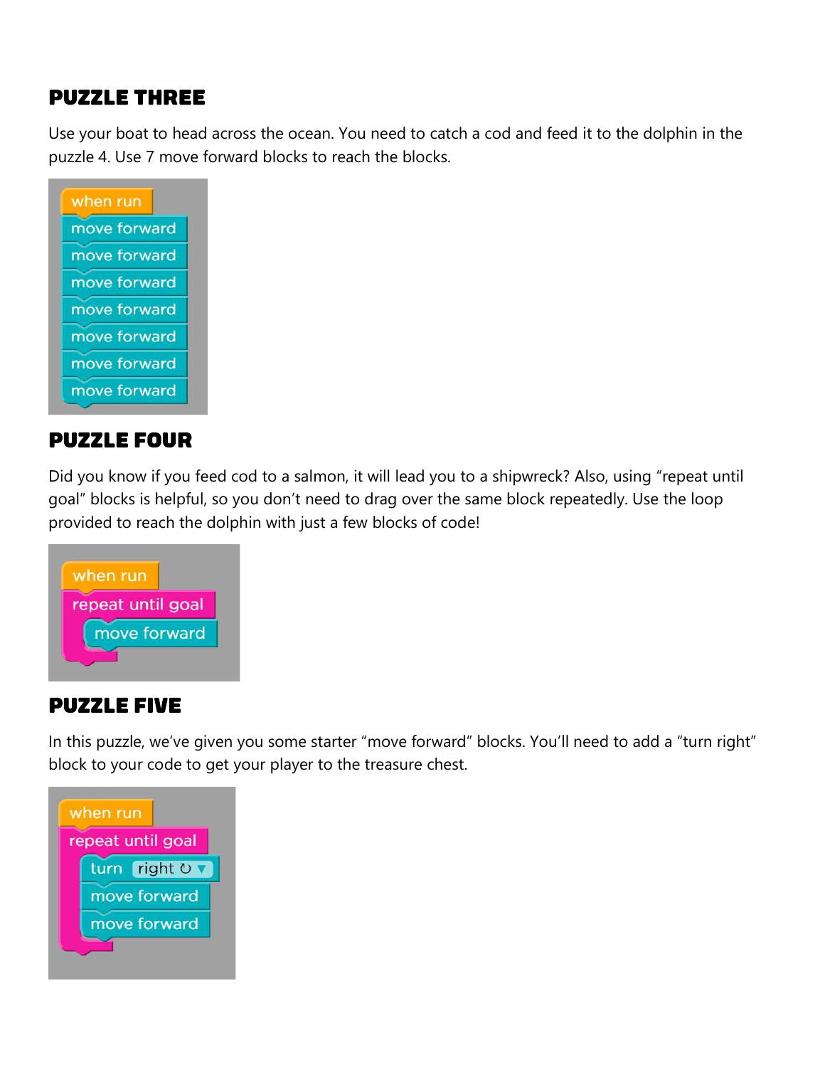## PUZZLE THREE

Use your boat to head across the ocean. You need to catch a cod and feed it to the dolphin in the puzzle 4. Use 7 move forward blocks to reach the blocks.

```
when run
move forward
move forward
move forward
move forward
move forward
move forward
move forward
```

## PUZZLE FOUR

Did you know if you feed cod to a salmon, it will lead you to a shipwreck? Also, using "repeat until goal" blocks is helpful, so you don't need to drag over the same block repeatedly. Use the loop provided to reach the dolphin with just a few blocks of code!

```
when run
repeat until goal
    move forward
```

## PUZZLE FIVE

In this puzzle, we've given you some starter "move forward" blocks. You'll need to add a "turn right" block to your code to get your player to the treasure chest.

```
when run
repeat until goal
    turn right ↻
    move forward
    move forward
```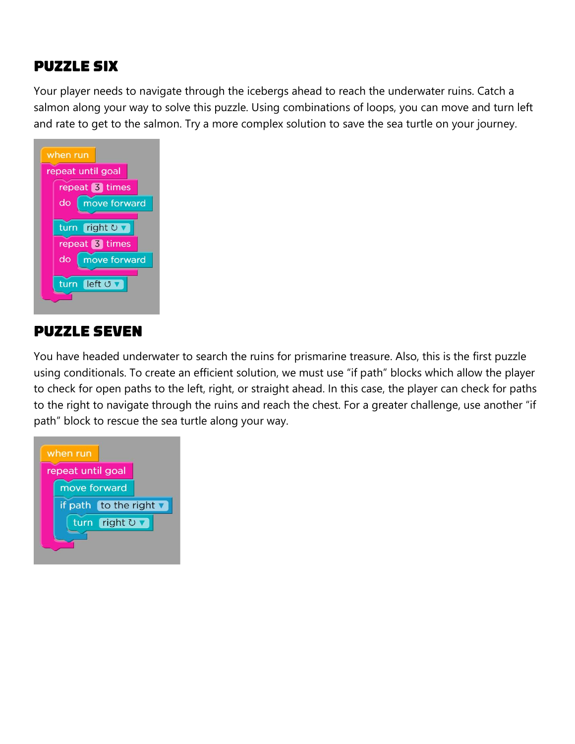## PUZZLE SIX

Your player needs to navigate through the icebergs ahead to reach the underwater ruins. Catch a salmon along your way to solve this puzzle. Using combinations of loops, you can move and turn left and rate to get to the salmon. Try a more complex solution to save the sea turtle on your journey.

```
when run
repeat until goal
    repeat 3 times
    do  move forward
    turn right ↻
    repeat 3 times
    do  move forward
    turn left ↺
```

## PUZZLE SEVEN

You have headed underwater to search the ruins for prismarine treasure. Also, this is the first puzzle using conditionals. To create an efficient solution, we must use "if path" blocks which allow the player to check for open paths to the left, right, or straight ahead. In this case, the player can check for paths to the right to navigate through the ruins and reach the chest. For a greater challenge, use another "if path" block to rescue the sea turtle along your way.

```
when run
repeat until goal
    move forward
    if path to the right
        turn right ↻
```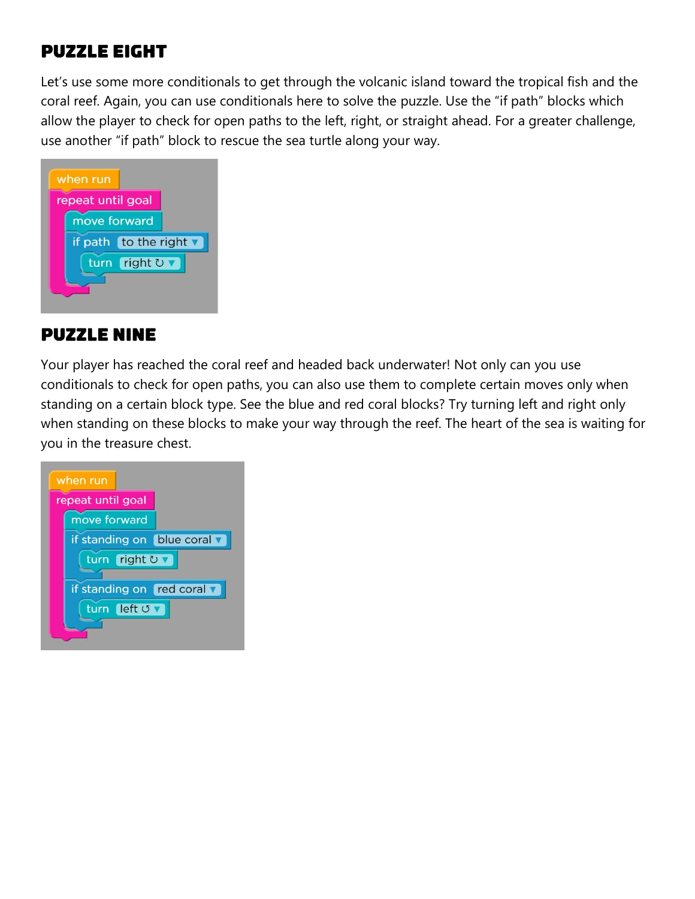## PUZZLE EIGHT

Let's use some more conditionals to get through the volcanic island toward the tropical fish and the coral reef. Again, you can use conditionals here to solve the puzzle. Use the "if path" blocks which allow the player to check for open paths to the left, right, or straight ahead. For a greater challenge, use another "if path" block to rescue the sea turtle along your way.

```
when run
repeat until goal
    move forward
    if path to the right ▼
        turn right ↻ ▼
```

## PUZZLE NINE

Your player has reached the coral reef and headed back underwater! Not only can you use conditionals to check for open paths, you can also use them to complete certain moves only when standing on a certain block type. See the blue and red coral blocks? Try turning left and right only when standing on these blocks to make your way through the reef. The heart of the sea is waiting for you in the treasure chest.

```
when run
repeat until goal
    move forward
    if standing on blue coral ▼
        turn right ↻ ▼
    if standing on red coral ▼
        turn left ↺ ▼
```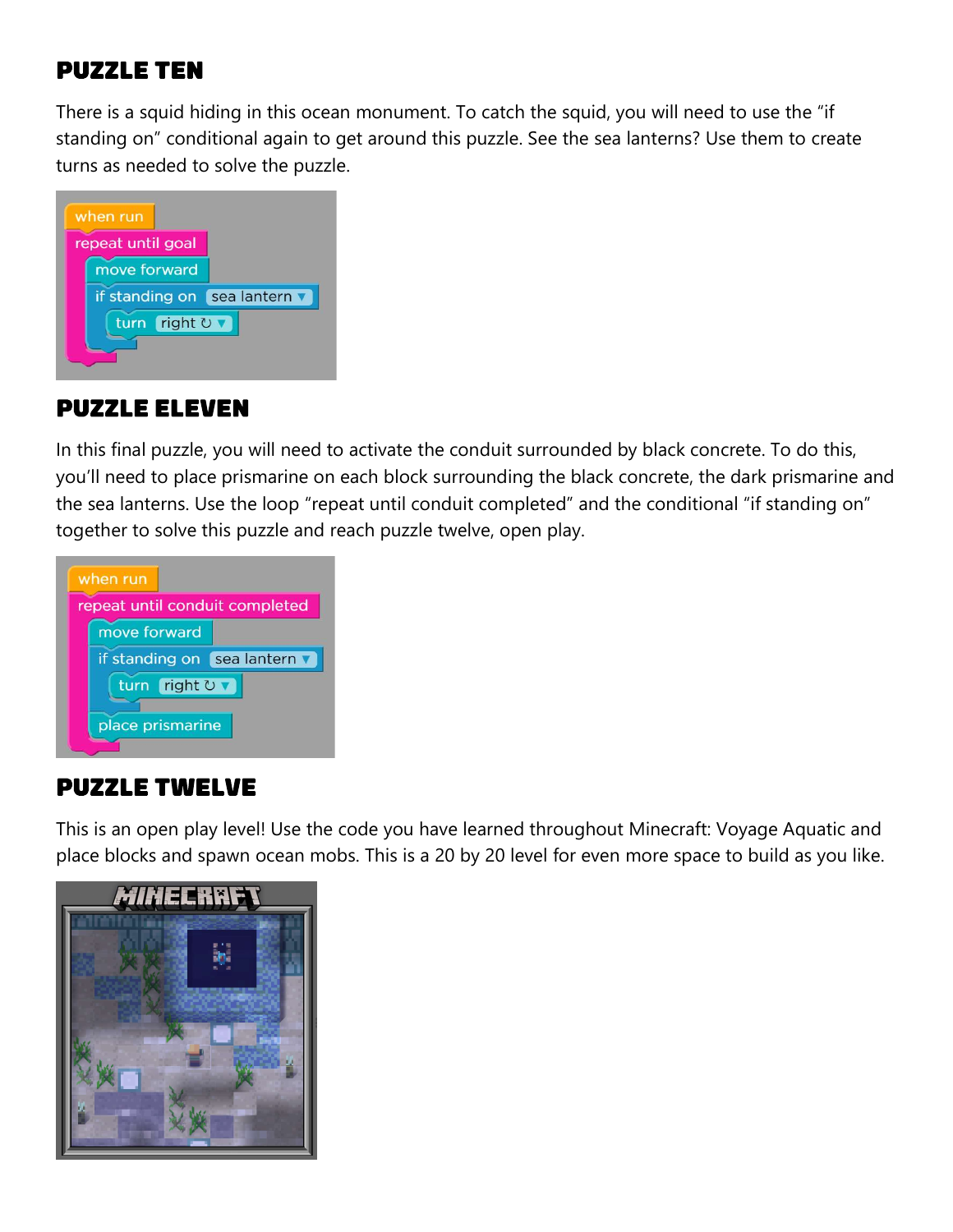## PUZZLE TEN

There is a squid hiding in this ocean monument. To catch the squid, you will need to use the "if standing on" conditional again to get around this puzzle. See the sea lanterns? Use them to create turns as needed to solve the puzzle.

```
when run
repeat until goal
    move forward
    if standing on sea lantern
        turn right
```

## PUZZLE ELEVEN

In this final puzzle, you will need to activate the conduit surrounded by black concrete. To do this, you'll need to place prismarine on each block surrounding the black concrete, the dark prismarine and the sea lanterns. Use the loop "repeat until conduit completed" and the conditional "if standing on" together to solve this puzzle and reach puzzle twelve, open play.

```
when run
repeat until conduit completed
    move forward
    if standing on sea lantern
        turn right
    place prismarine
```

## PUZZLE TWELVE

This is an open play level! Use the code you have learned throughout Minecraft: Voyage Aquatic and place blocks and spawn ocean mobs. This is a 20 by 20 level for even more space to build as you like.